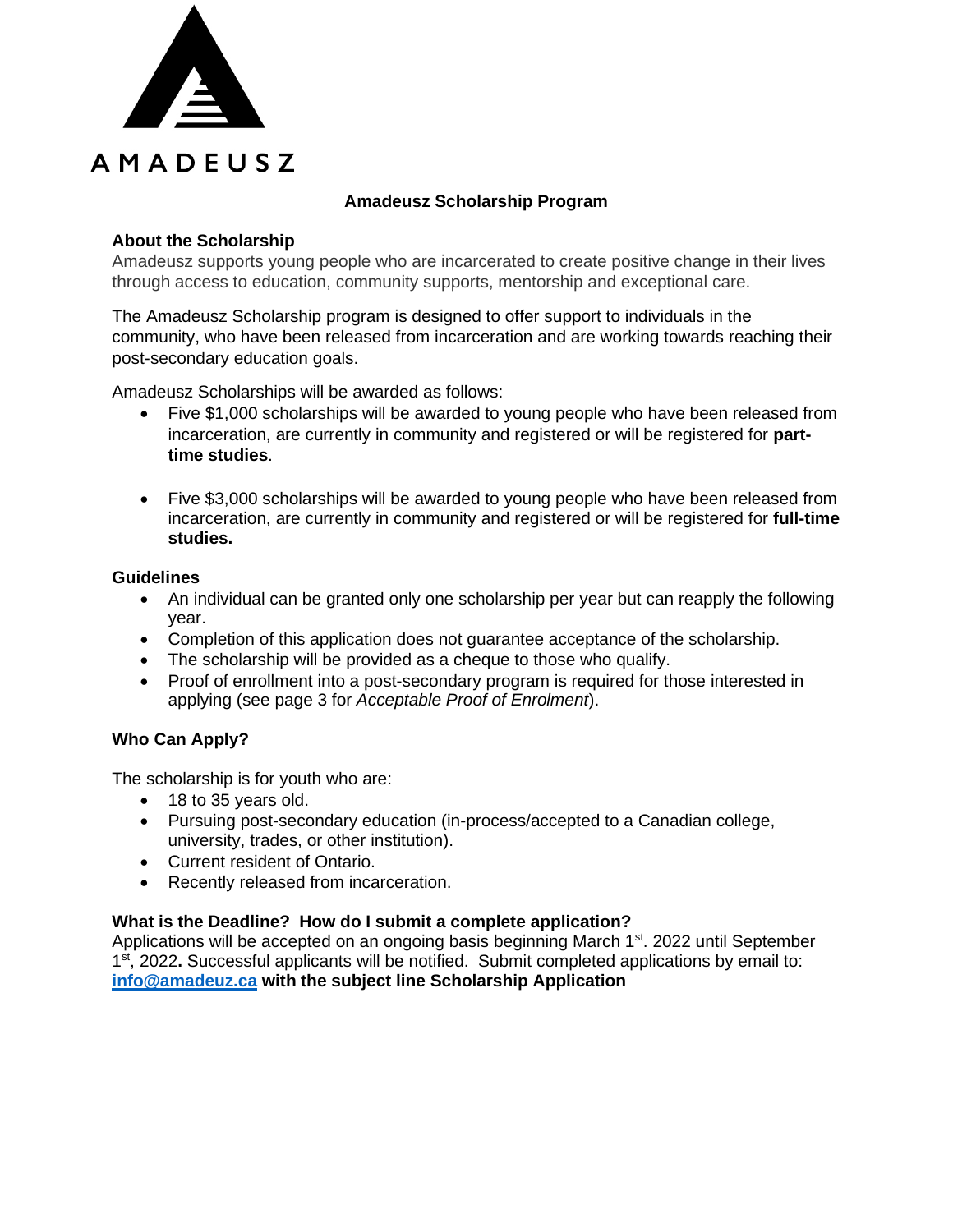AMADEUSZ

# Amadeusz Scholarship Program

## About the Scholarship

Amadeusz supports young people who are incarcerated to create positive change in their lives through access to education, community supports, mentorship and exceptional care.

The Amadeusz Scholarship program is designed to offer support to individuals in the community, who have been released from incarceration and are working towards reaching their post-secondary education goals.

Amadeusz Scholarships will be awarded as follows:

- Five $1,000 scholarships will be awarded to young people who have been released from incarceration, are currently in community and registered or will be registered for **part-time studies**.

- Five $3,000 scholarships will be awarded to young people who have been released from incarceration, are currently in community and registered or will be registered for **full-time studies.**

## Guidelines

- An individual can be granted only one scholarship per year but can reapply the following year.
- Completion of this application does not guarantee acceptance of the scholarship.
- The scholarship will be provided as a cheque to those who qualify.
- Proof of enrollment into a post-secondary program is required for those interested in applying (see page 3 for *Acceptable Proof of Enrolment*).

## Who Can Apply?

The scholarship is for youth who are:

- 18 to 35 years old.
- Pursuing post-secondary education (in-process/accepted to a Canadian college, university, trades, or other institution).
- Current resident of Ontario.
- Recently released from incarceration.

## What is the Deadline? How do I submit a complete application?

Applications will be accepted on an ongoing basis beginning March 1st. 2022 until September 1st, 2022**.** Successful applicants will be notified. Submit completed applications by email to: **info@amadeuz.ca with the subject line Scholarship Application**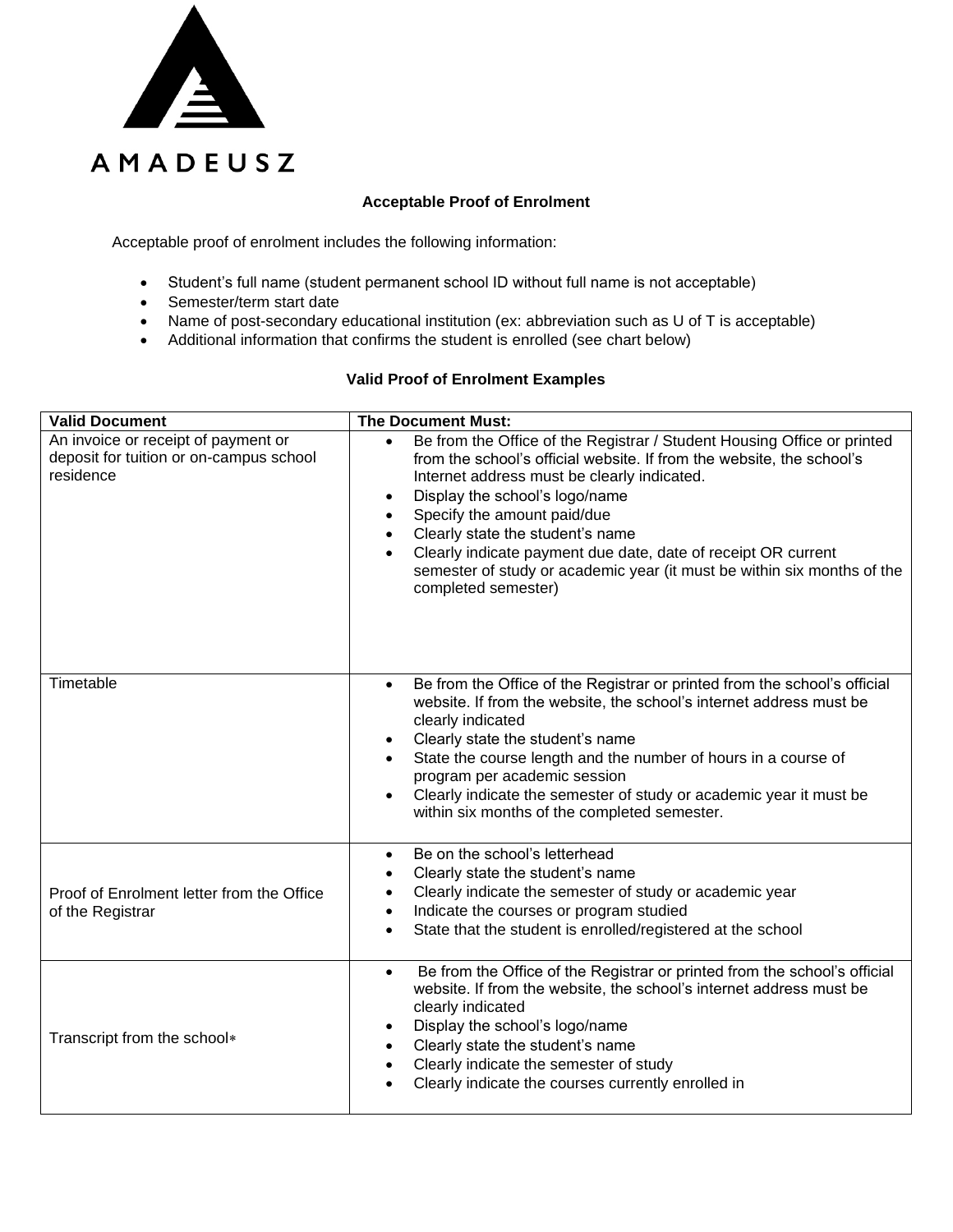AMADEUSZ

## Acceptable Proof of Enrolment

Acceptable proof of enrolment includes the following information:

- Student's full name (student permanent school ID without full name is not acceptable)
- Semester/term start date
- Name of post-secondary educational institution (ex: abbreviation such as U of T is acceptable)
- Additional information that confirms the student is enrolled (see chart below)

### Valid Proof of Enrolment Examples

| Valid Document | The Document Must: |
| --- | --- |
| An invoice or receipt of payment or deposit for tuition or on-campus school residence | • Be from the Office of the Registrar / Student Housing Office or printed from the school's official website. If from the website, the school's Internet address must be clearly indicated.<br>• Display the school's logo/name<br>• Specify the amount paid/due<br>• Clearly state the student's name<br>• Clearly indicate payment due date, date of receipt OR current semester of study or academic year (it must be within six months of the completed semester) |
| Timetable | • Be from the Office of the Registrar or printed from the school's official website. If from the website, the school's internet address must be clearly indicated<br>• Clearly state the student's name<br>• State the course length and the number of hours in a course of program per academic session<br>• Clearly indicate the semester of study or academic year it must be within six months of the completed semester. |
| Proof of Enrolment letter from the Office of the Registrar | • Be on the school's letterhead<br>• Clearly state the student's name<br>• Clearly indicate the semester of study or academic year<br>• Indicate the courses or program studied<br>• State that the student is enrolled/registered at the school |
| Transcript from the school* | • Be from the Office of the Registrar or printed from the school's official website. If from the website, the school's internet address must be clearly indicated<br>• Display the school's logo/name<br>• Clearly state the student's name<br>• Clearly indicate the semester of study<br>• Clearly indicate the courses currently enrolled in |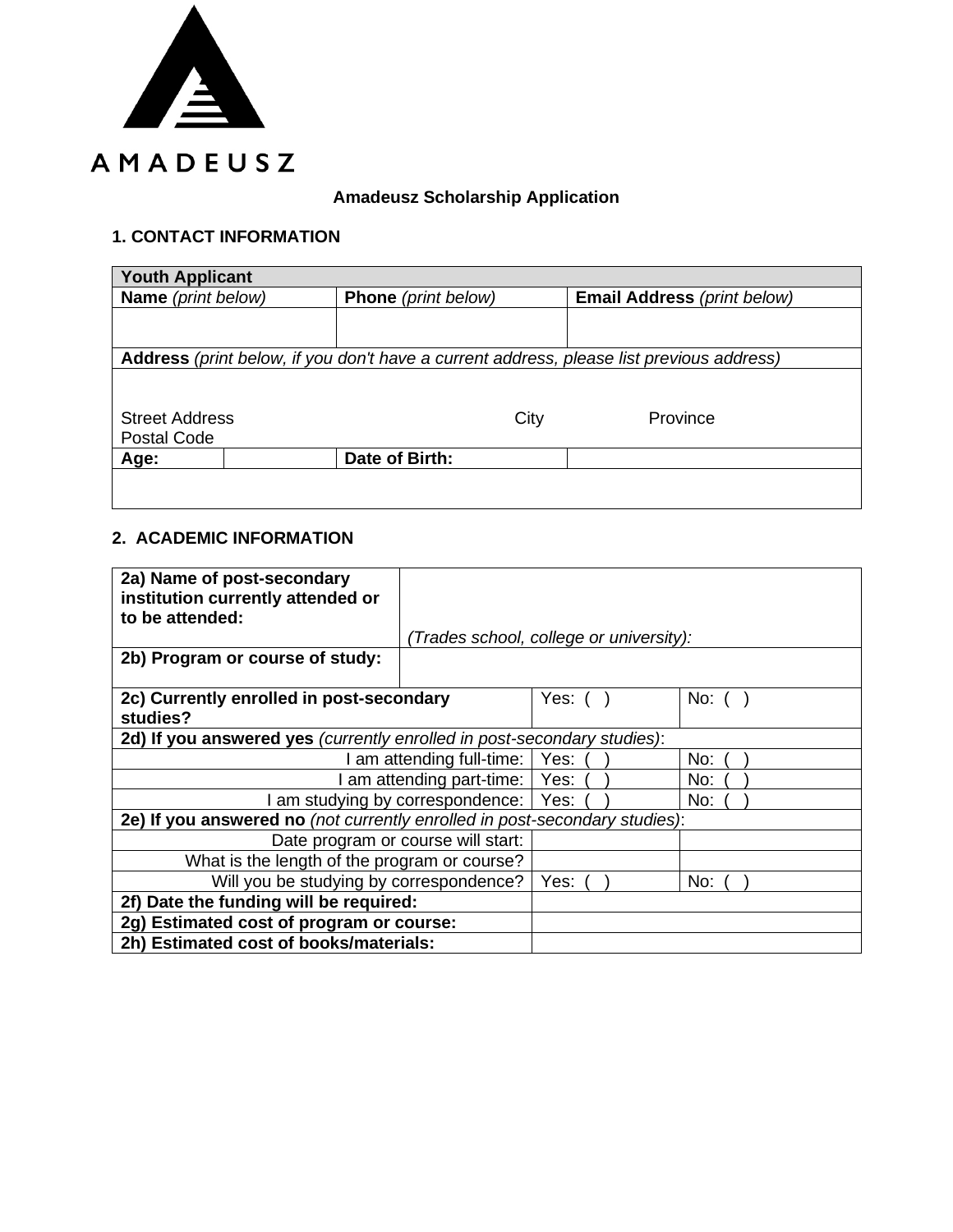AMADEUSZ

**Amadeusz Scholarship Application**

## 1. CONTACT INFORMATION

| **Youth Applicant** | | | |
|---|---|---|---|
| **Name** *(print below)* | | **Phone** *(print below)* | **Email Address** *(print below)* |
| | | | |
| **Address** *(print below, if you don't have a current address, please list previous address)* | | | |
| Street Address City Province Postal Code | | | |
| **Age:** | | **Date of Birth:** | |
| | | | |

## 2. ACADEMIC INFORMATION

| **2a) Name of post-secondary institution currently attended or to be attended:** | *(Trades school, college or university):* | | |
|---|---|---|---|
| **2b) Program or course of study:** | | | |
| **2c) Currently enrolled in post-secondary studies?** | | Yes: ( ) | No: ( ) |
| **2d) If you answered yes** *(currently enrolled in post-secondary studies)*: | | | |
| I am attending full-time: | | Yes: ( ) | No: ( ) |
| I am attending part-time: | | Yes: ( ) | No: ( ) |
| I am studying by correspondence: | | Yes: ( ) | No: ( ) |
| **2e) If you answered no** *(not currently enrolled in post-secondary studies)*: | | | |
| Date program or course will start: | | | |
| What is the length of the program or course? | | | |
| Will you be studying by correspondence? | | Yes: ( ) | No: ( ) |
| **2f) Date the funding will be required:** | | | |
| **2g) Estimated cost of program or course:** | | | |
| **2h) Estimated cost of books/materials:** | | | |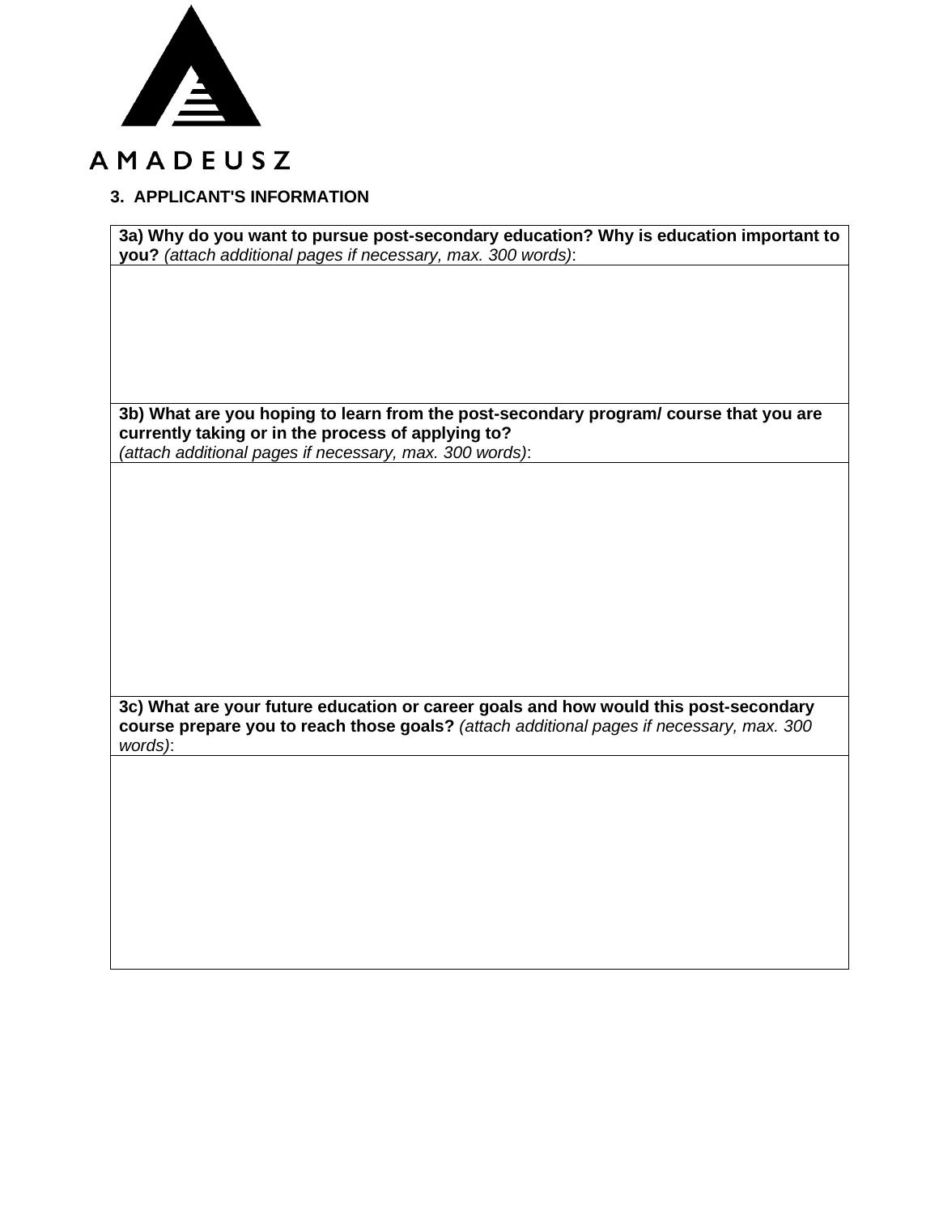AMADEUSZ

## 3. APPLICANT'S INFORMATION

| **3a) Why do you want to pursue post-secondary education? Why is education important to you?** *(attach additional pages if necessary, max. 300 words)*: |
| --- |
| |
| **3b) What are you hoping to learn from the post-secondary program/ course that you are currently taking or in the process of applying to?** *(attach additional pages if necessary, max. 300 words)*: |
| |
| **3c) What are your future education or career goals and how would this post-secondary course prepare you to reach those goals?** *(attach additional pages if necessary, max. 300 words)*: |
| |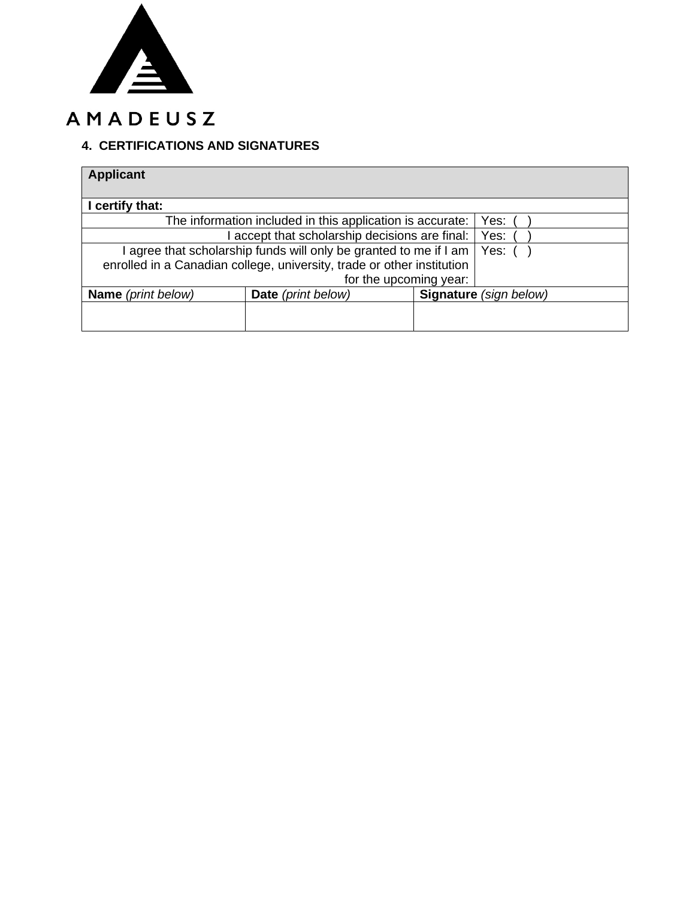AMADEUSZ

### 4. CERTIFICATIONS AND SIGNATURES

| **Applicant** | | |
|---|---|---|
| **I certify that:** | | |
| The information included in this application is accurate: | | Yes: ( ) |
| I accept that scholarship decisions are final: | | Yes: ( ) |
| I agree that scholarship funds will only be granted to me if I am enrolled in a Canadian college, university, trade or other institution for the upcoming year: | | Yes: ( ) |
| **Name** *(print below)* | **Date** *(print below)* | **Signature** *(sign below)* |
| | | |